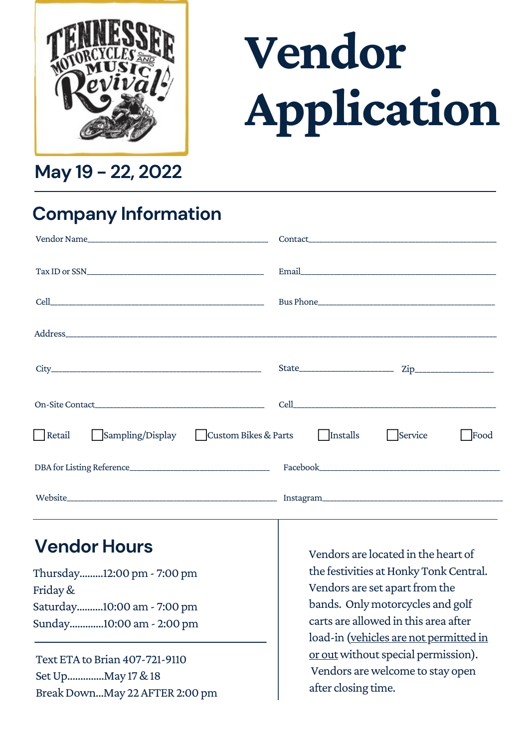TENNESSEE MOTORCYCLES AND MUSIC Revival

# Vendor Application

May 19 – 22, 2022

## Company Information

Vendor Name_______________________________________ Contact_______________________________________

Tax ID or SSN_______________________________________ Email_______________________________________

Cell_______________________________________ Bus Phone_______________________________________

Address_______________________________________________________________________________

City_______________________________________ State__________________ Zip_______________

On-Site Contact_______________________________________ Cell_______________________________________

☐ Retail ☐ Sampling/Display ☐ Custom Bikes & Parts ☐ Installs ☐ Service ☐ Food

DBA for Listing Reference_____________________________ Facebook_______________________________________

Website_______________________________________ Instagram_______________________________________

## Vendor Hours

Thursday.........12:00 pm - 7:00 pm
Friday &
Saturday..........10:00 am - 7:00 pm
Sunday.............10:00 am - 2:00 pm

Text ETA to Brian 407-721-9110
Set Up..............May 17 & 18
Break Down...May 22 AFTER 2:00 pm

Vendors are located in the heart of the festivities at Honky Tonk Central. Vendors are set apart from the bands. Only motorcycles and golf carts are allowed in this area after load-in (vehicles are not permitted in or out without special permission). Vendors are welcome to stay open after closing time.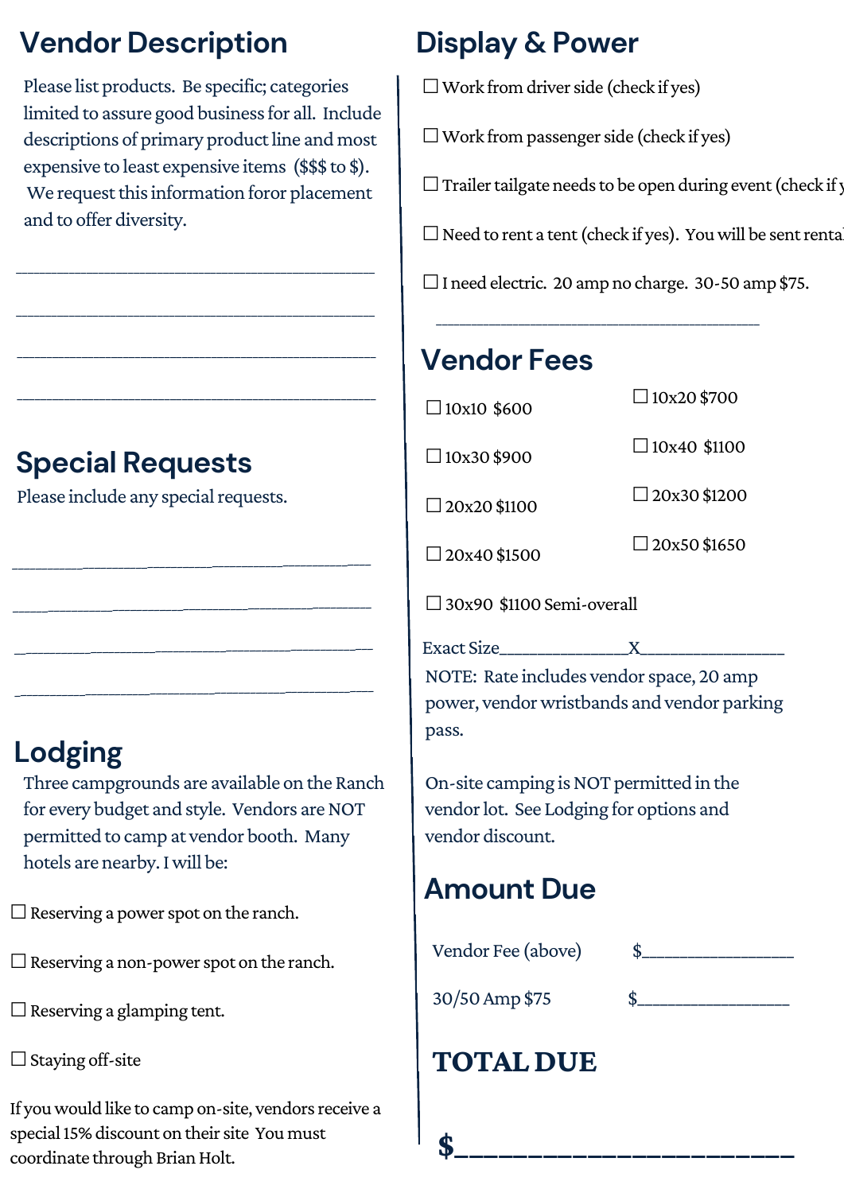## Vendor Description

Please list products. Be specific; categories limited to assure good business for all. Include descriptions of primary product line and most expensive to least expensive items ($$$ to $). We request this information foror placement and to offer diversity.

\_\_\_\_\_\_\_\_\_\_\_\_\_\_\_\_\_\_\_\_\_\_\_\_\_\_\_\_\_\_\_\_\_\_\_\_\_\_\_\_

\_\_\_\_\_\_\_\_\_\_\_\_\_\_\_\_\_\_\_\_\_\_\_\_\_\_\_\_\_\_\_\_\_\_\_\_\_\_\_\_

\_\_\_\_\_\_\_\_\_\_\_\_\_\_\_\_\_\_\_\_\_\_\_\_\_\_\_\_\_\_\_\_\_\_\_\_\_\_\_\_

\_\_\_\_\_\_\_\_\_\_\_\_\_\_\_\_\_\_\_\_\_\_\_\_\_\_\_\_\_\_\_\_\_\_\_\_\_\_\_\_

## Special Requests

Please include any special requests.

\_\_\_\_\_\_\_\_\_\_\_\_\_\_\_\_\_\_\_\_\_\_\_\_\_\_\_\_\_\_\_\_\_\_\_\_\_\_\_\_

\_\_\_\_\_\_\_\_\_\_\_\_\_\_\_\_\_\_\_\_\_\_\_\_\_\_\_\_\_\_\_\_\_\_\_\_\_\_\_\_

\_\_\_\_\_\_\_\_\_\_\_\_\_\_\_\_\_\_\_\_\_\_\_\_\_\_\_\_\_\_\_\_\_\_\_\_\_\_\_\_

\_\_\_\_\_\_\_\_\_\_\_\_\_\_\_\_\_\_\_\_\_\_\_\_\_\_\_\_\_\_\_\_\_\_\_\_\_\_\_\_

## Lodging

Three campgrounds are available on the Ranch for every budget and style. Vendors are NOT permitted to camp at vendor booth. Many hotels are nearby. I will be:

☐ Reserving a power spot on the ranch.

☐ Reserving a non-power spot on the ranch.

☐ Reserving a glamping tent.

☐ Staying off-site

If you would like to camp on-site, vendors receive a special 15% discount on their site You must coordinate through Brian Holt.

## Display & Power

☐ Work from driver side (check if yes)

☐ Work from passenger side (check if yes)

☐ Trailer tailgate needs to be open during event (check if y

☐ Need to rent a tent (check if yes). You will be sent rental

☐ I need electric. 20 amp no charge. 30-50 amp $75.

\_\_\_\_\_\_\_\_\_\_\_\_\_\_\_\_\_\_\_\_\_\_\_\_\_\_\_\_\_\_\_\_\_\_\_\_\_\_\_\_

## Vendor Fees

☐ 10x10 $600

☐ 10x20 $700

☐ 10x30 $900

☐ 10x40 $1100

☐ 20x20 $1100

☐ 20x30 $1200

☐ 20x40 $1500

☐ 20x50 $1650

☐ 30x90 $1100 Semi-overall

Exact Size\_\_\_\_\_\_\_\_\_\_\_\_\_\_\_X\_\_\_\_\_\_\_\_\_\_\_\_\_\_\_\_\_

NOTE: Rate includes vendor space, 20 amp power, vendor wristbands and vendor parking pass.

On-site camping is NOT permitted in the vendor lot. See Lodging for options and vendor discount.

## Amount Due

Vendor Fee (above) $\_\_\_\_\_\_\_\_\_\_\_\_\_\_\_\_\_

30/50 Amp $75 $\_\_\_\_\_\_\_\_\_\_\_\_\_\_\_\_\_

## TOTAL DUE

**$\_\_\_\_\_\_\_\_\_\_\_\_\_\_\_\_\_\_\_\_\_\_**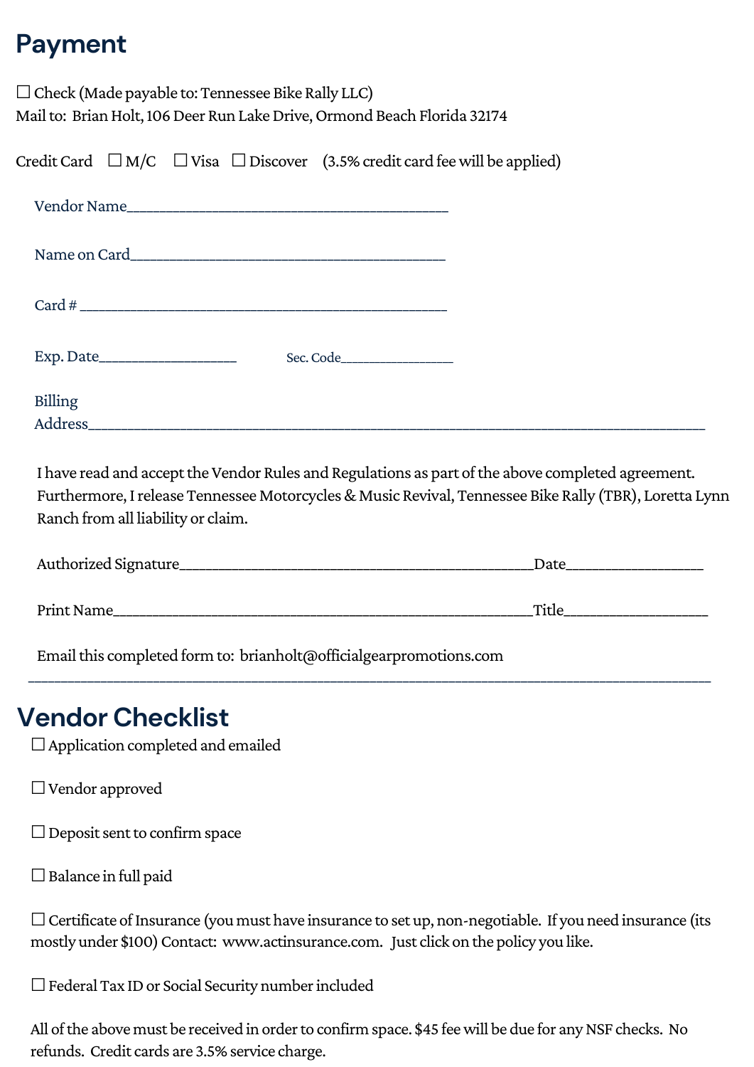## Payment

☐ Check (Made payable to: Tennessee Bike Rally LLC)
Mail to: Brian Holt, 106 Deer Run Lake Drive, Ormond Beach Florida 32174

Credit Card ☐ M/C ☐ Visa ☐ Discover (3.5% credit card fee will be applied)

Vendor Name_____________________________________________

Name on Card____________________________________________

Card # _________________________________________________

Exp. Date__________________ Sec. Code_______________

Billing Address___________________________________________________________________________________

I have read and accept the Vendor Rules and Regulations as part of the above completed agreement. Furthermore, I release Tennessee Motorcycles & Music Revival, Tennessee Bike Rally (TBR), Loretta Lynn Ranch from all liability or claim.

Authorized Signature_____________________________________________Date_________________

Print Name______________________________________________________Title__________________

Email this completed form to: brianholt@officialgearpromotions.com

---

## Vendor Checklist

☐ Application completed and emailed

☐ Vendor approved

☐ Deposit sent to confirm space

☐ Balance in full paid

☐ Certificate of Insurance (you must have insurance to set up, non-negotiable. If you need insurance (its mostly under $100) Contact: www.actinsurance.com. Just click on the policy you like.

☐ Federal Tax ID or Social Security number included

All of the above must be received in order to confirm space. $45 fee will be due for any NSF checks. No refunds. Credit cards are 3.5% service charge.